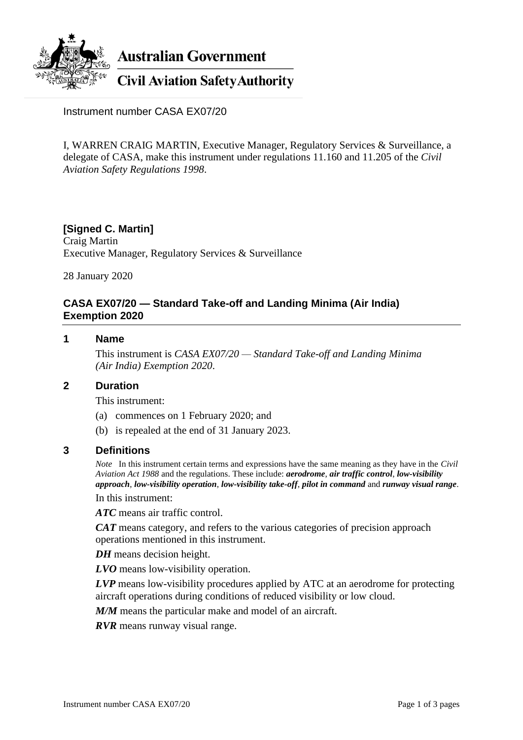Australian Government

Civil Aviation Safety Authority

Instrument number CASA EX07/20

I, WARREN CRAIG MARTIN, Executive Manager, Regulatory Services & Surveillance, a delegate of CASA, make this instrument under regulations 11.160 and 11.205 of the *Civil Aviation Safety Regulations 1998*.

**[Signed C. Martin]**
Craig Martin
Executive Manager, Regulatory Services & Surveillance

28 January 2020

## CASA EX07/20 — Standard Take-off and Landing Minima (Air India) Exemption 2020

### 1 Name

This instrument is *CASA EX07/20 — Standard Take-off and Landing Minima (Air India) Exemption 2020*.

### 2 Duration

This instrument:

(a) commences on 1 February 2020; and

(b) is repealed at the end of 31 January 2023.

### 3 Definitions

*Note* In this instrument certain terms and expressions have the same meaning as they have in the *Civil Aviation Act 1988* and the regulations. These include: ***aerodrome***, ***air traffic control***, ***low-visibility approach***, ***low-visibility operation***, ***low-visibility take-off***, ***pilot in command*** and ***runway visual range***.

In this instrument:

***ATC*** means air traffic control.

***CAT*** means category, and refers to the various categories of precision approach operations mentioned in this instrument.

***DH*** means decision height.

***LVO*** means low-visibility operation.

***LVP*** means low-visibility procedures applied by ATC at an aerodrome for protecting aircraft operations during conditions of reduced visibility or low cloud.

***M/M*** means the particular make and model of an aircraft.

***RVR*** means runway visual range.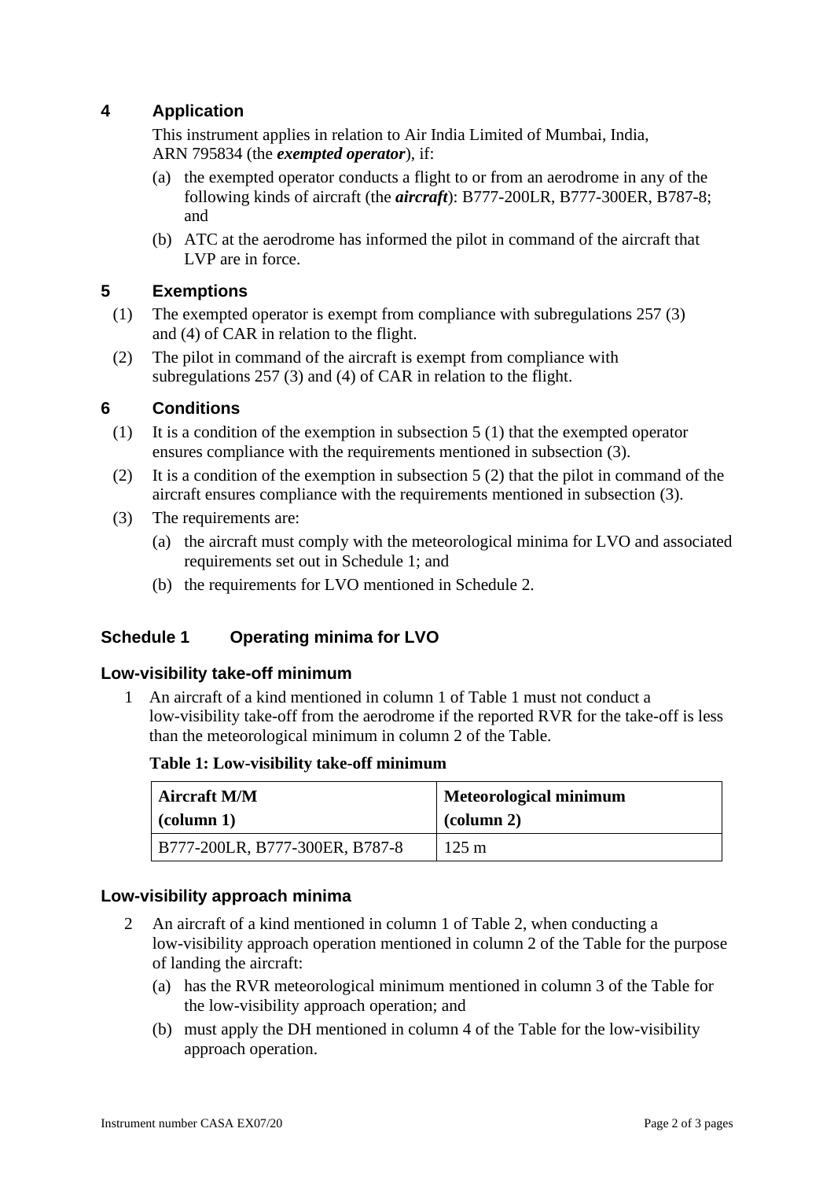## 4 Application

This instrument applies in relation to Air India Limited of Mumbai, India, ARN 795834 (the ***exempted operator***), if:

(a) the exempted operator conducts a flight to or from an aerodrome in any of the following kinds of aircraft (the ***aircraft***): B777-200LR, B777-300ER, B787-8; and

(b) ATC at the aerodrome has informed the pilot in command of the aircraft that LVP are in force.

## 5 Exemptions

(1) The exempted operator is exempt from compliance with subregulations 257 (3) and (4) of CAR in relation to the flight.

(2) The pilot in command of the aircraft is exempt from compliance with subregulations 257 (3) and (4) of CAR in relation to the flight.

## 6 Conditions

(1) It is a condition of the exemption in subsection 5 (1) that the exempted operator ensures compliance with the requirements mentioned in subsection (3).

(2) It is a condition of the exemption in subsection 5 (2) that the pilot in command of the aircraft ensures compliance with the requirements mentioned in subsection (3).

(3) The requirements are:

(a) the aircraft must comply with the meteorological minima for LVO and associated requirements set out in Schedule 1; and

(b) the requirements for LVO mentioned in Schedule 2.

## Schedule 1 Operating minima for LVO

### Low-visibility take-off minimum

1 An aircraft of a kind mentioned in column 1 of Table 1 must not conduct a low-visibility take-off from the aerodrome if the reported RVR for the take-off is less than the meteorological minimum in column 2 of the Table.

**Table 1: Low-visibility take-off minimum**

| **Aircraft M/M (column 1)** | **Meteorological minimum (column 2)** |
|---|---|
| B777-200LR, B777-300ER, B787-8 | 125 m |

### Low-visibility approach minima

2 An aircraft of a kind mentioned in column 1 of Table 2, when conducting a low-visibility approach operation mentioned in column 2 of the Table for the purpose of landing the aircraft:

(a) has the RVR meteorological minimum mentioned in column 3 of the Table for the low-visibility approach operation; and

(b) must apply the DH mentioned in column 4 of the Table for the low-visibility approach operation.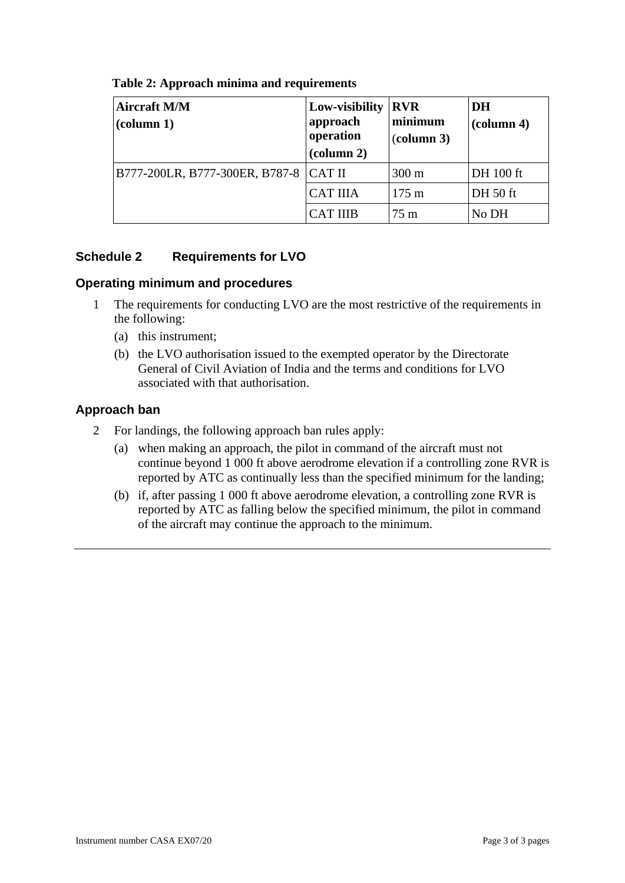**Table 2: Approach minima and requirements**

| Aircraft M/M (column 1) | Low-visibility approach operation (column 2) | RVR minimum (column 3) | DH (column 4) |
|---|---|---|---|
| B777-200LR, B777-300ER, B787-8 | CAT II | 300 m | DH 100 ft |
| | CAT IIIA | 175 m | DH 50 ft |
| | CAT IIIB | 75 m | No DH |

## Schedule 2 Requirements for LVO

### Operating minimum and procedures

1 The requirements for conducting LVO are the most restrictive of the requirements in the following:

(a) this instrument;

(b) the LVO authorisation issued to the exempted operator by the Directorate General of Civil Aviation of India and the terms and conditions for LVO associated with that authorisation.

### Approach ban

2 For landings, the following approach ban rules apply:

(a) when making an approach, the pilot in command of the aircraft must not continue beyond 1 000 ft above aerodrome elevation if a controlling zone RVR is reported by ATC as continually less than the specified minimum for the landing;

(b) if, after passing 1 000 ft above aerodrome elevation, a controlling zone RVR is reported by ATC as falling below the specified minimum, the pilot in command of the aircraft may continue the approach to the minimum.